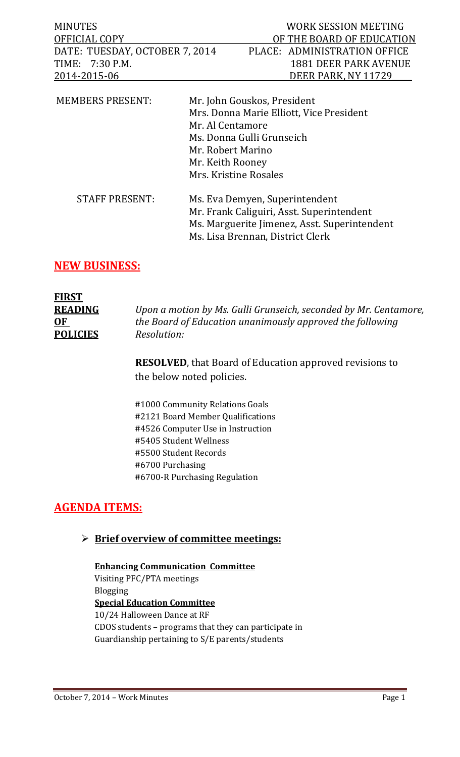| MINUTES | WORK SESSION MEETING |
|---|---|
| OFFICIAL COPY | OF THE BOARD OF EDUCATION |
| DATE: TUESDAY, OCTOBER 7, 2014 | PLACE: ADMINISTRATION OFFICE |
| TIME: 7:30 P.M. | 1881 DEER PARK AVENUE |
| 2014-2015-06 | DEER PARK, NY 11729 |

MEMBERS PRESENT:
- Mr. John Gouskos, President
- Mrs. Donna Marie Elliott, Vice President
- Mr. Al Centamore
- Ms. Donna Gulli Grunseich
- Mr. Robert Marino
- Mr. Keith Rooney
- Mrs. Kristine Rosales

STAFF PRESENT:
- Ms. Eva Demyen, Superintendent
- Mr. Frank Caliguiri, Asst. Superintendent
- Ms. Marguerite Jimenez, Asst. Superintendent
- Ms. Lisa Brennan, District Clerk

## NEW BUSINESS:

**FIRST READING OF POLICIES**

*Upon a motion by Ms. Gulli Grunseich, seconded by Mr. Centamore, the Board of Education unanimously approved the following Resolution:*

**RESOLVED**, that Board of Education approved revisions to the below noted policies.

#1000 Community Relations Goals
#2121 Board Member Qualifications
#4526 Computer Use in Instruction
#5405 Student Wellness
#5500 Student Records
#6700 Purchasing
#6700-R Purchasing Regulation

## AGENDA ITEMS:

- **Brief overview of committee meetings:**

**Enhancing Communication Committee**
Visiting PFC/PTA meetings
Blogging

**Special Education Committee**
10/24 Halloween Dance at RF
CDOS students – programs that they can participate in
Guardianship pertaining to S/E parents/students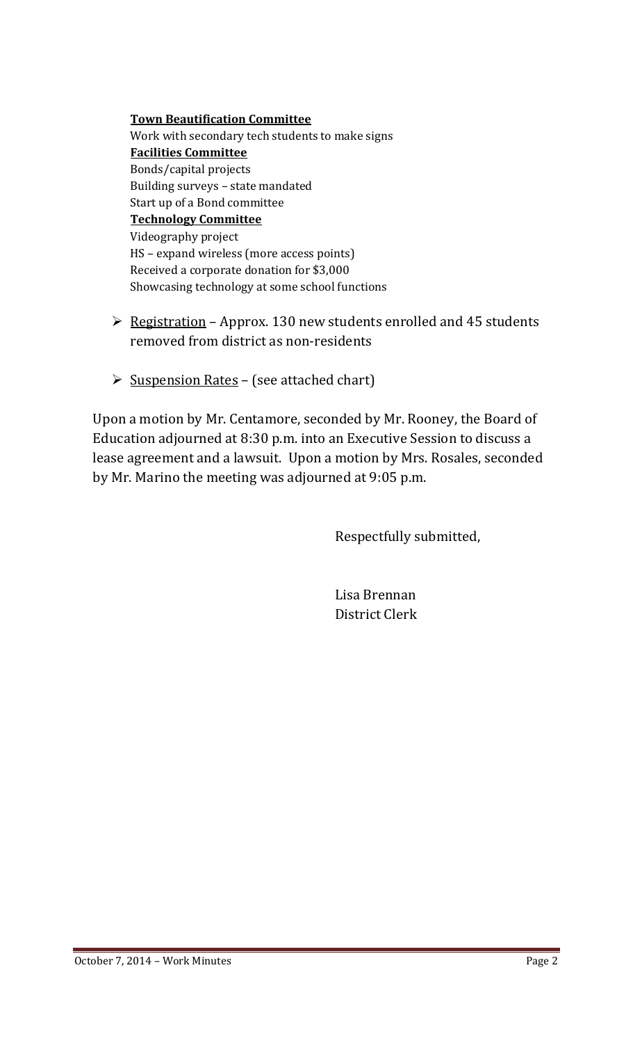**Town Beautification Committee**
Work with secondary tech students to make signs
**Facilities Committee**
Bonds/capital projects
Building surveys – state mandated
Start up of a Bond committee
**Technology Committee**
Videography project
HS – expand wireless (more access points)
Received a corporate donation for $3,000
Showcasing technology at some school functions

- Registration – Approx. 130 new students enrolled and 45 students removed from district as non-residents
- Suspension Rates – (see attached chart)

Upon a motion by Mr. Centamore, seconded by Mr. Rooney, the Board of Education adjourned at 8:30 p.m. into an Executive Session to discuss a lease agreement and a lawsuit. Upon a motion by Mrs. Rosales, seconded by Mr. Marino the meeting was adjourned at 9:05 p.m.

Respectfully submitted,

Lisa Brennan
District Clerk